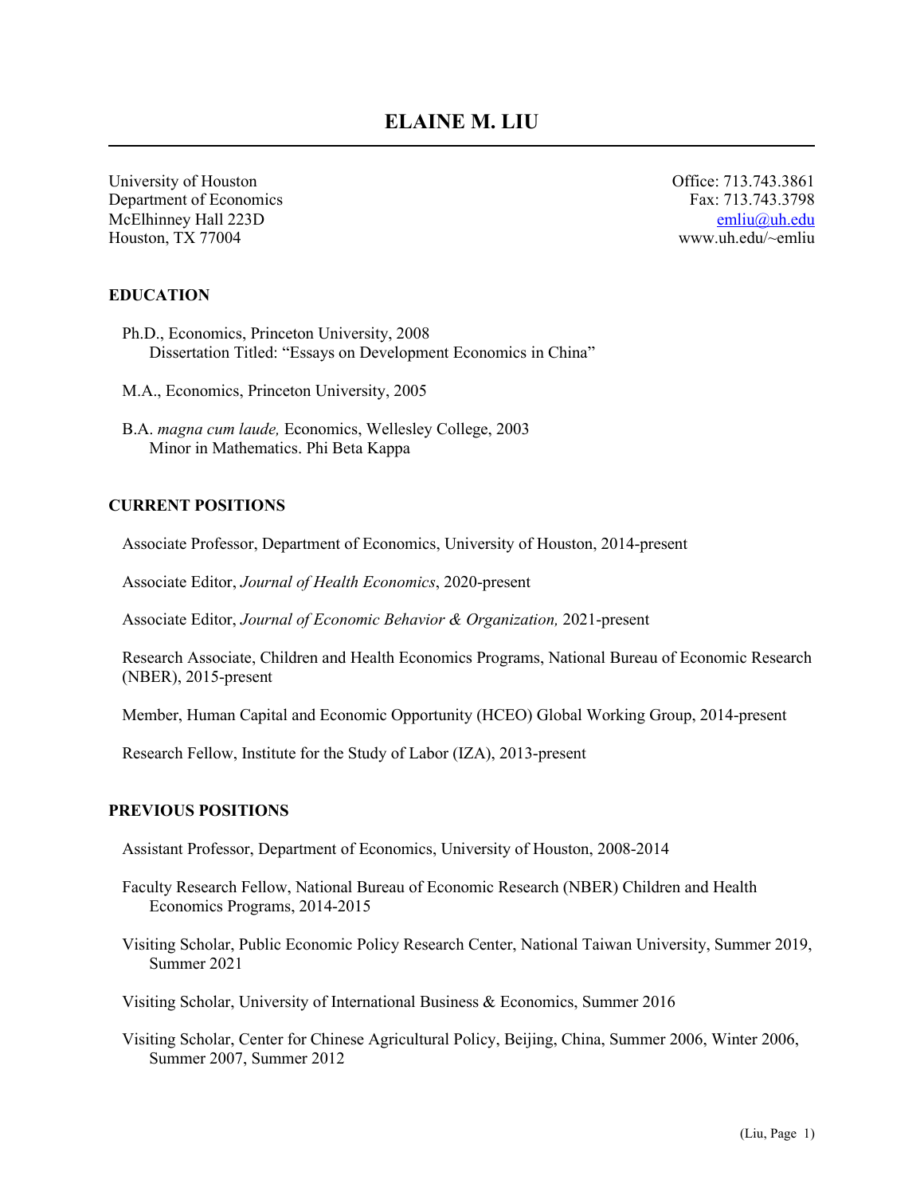# ELAINE M. LIU

University of Houston
Department of Economics
McElhinney Hall 223D
Houston, TX 77004

Office: 713.743.3861
Fax: 713.743.3798
emliu@uh.edu
www.uh.edu/~emliu

## EDUCATION

Ph.D., Economics, Princeton University, 2008
Dissertation Titled: "Essays on Development Economics in China"

M.A., Economics, Princeton University, 2005

B.A. *magna cum laude,* Economics, Wellesley College, 2003
Minor in Mathematics. Phi Beta Kappa

## CURRENT POSITIONS

Associate Professor, Department of Economics, University of Houston, 2014-present

Associate Editor, *Journal of Health Economics*, 2020-present

Associate Editor, *Journal of Economic Behavior & Organization,* 2021-present

Research Associate, Children and Health Economics Programs, National Bureau of Economic Research (NBER), 2015-present

Member, Human Capital and Economic Opportunity (HCEO) Global Working Group, 2014-present

Research Fellow, Institute for the Study of Labor (IZA), 2013-present

## PREVIOUS POSITIONS

Assistant Professor, Department of Economics, University of Houston, 2008-2014

Faculty Research Fellow, National Bureau of Economic Research (NBER) Children and Health Economics Programs, 2014-2015

Visiting Scholar, Public Economic Policy Research Center, National Taiwan University, Summer 2019, Summer 2021

Visiting Scholar, University of International Business & Economics, Summer 2016

Visiting Scholar, Center for Chinese Agricultural Policy, Beijing, China, Summer 2006, Winter 2006, Summer 2007, Summer 2012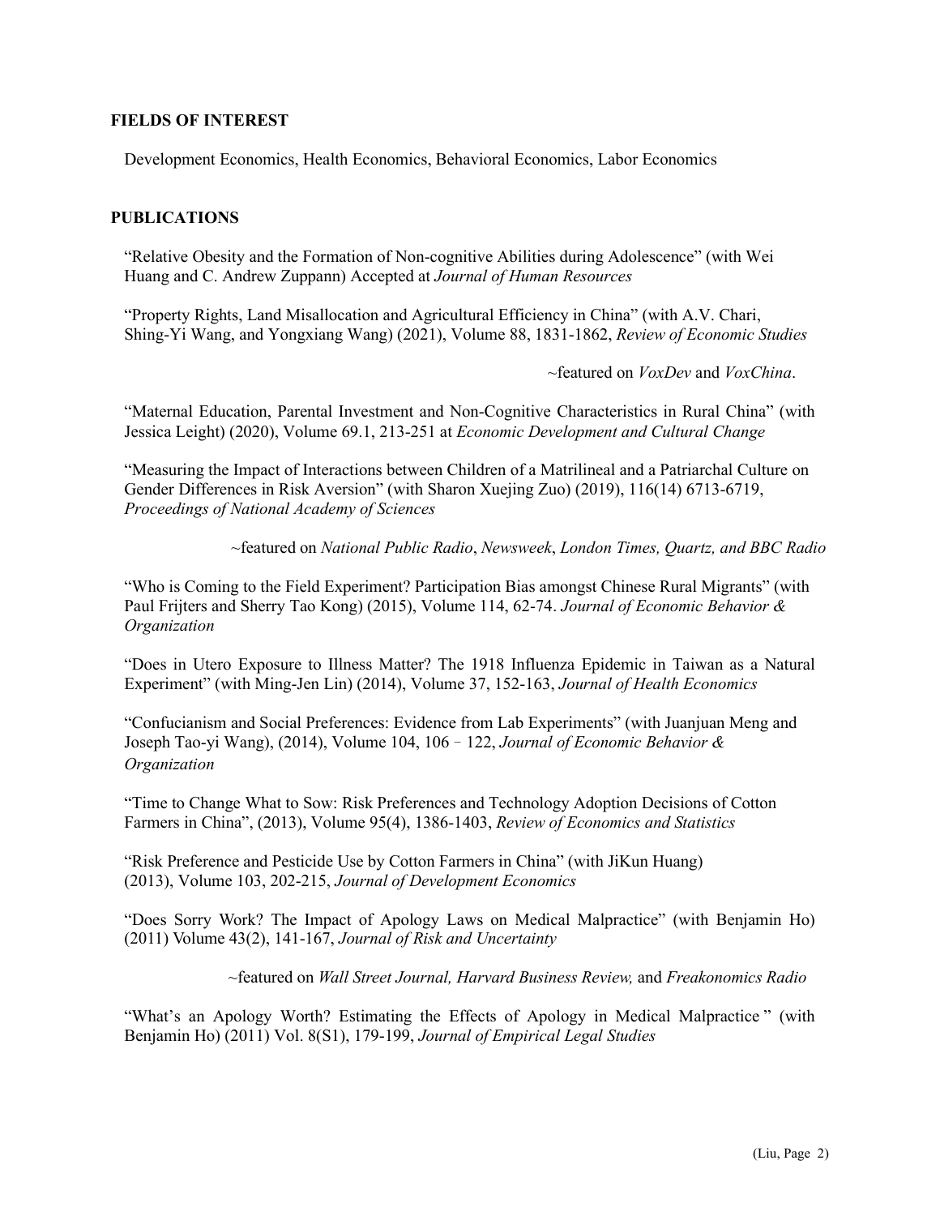## FIELDS OF INTEREST

Development Economics, Health Economics, Behavioral Economics, Labor Economics

## PUBLICATIONS

"Relative Obesity and the Formation of Non-cognitive Abilities during Adolescence" (with Wei Huang and C. Andrew Zuppann) Accepted at *Journal of Human Resources*

"Property Rights, Land Misallocation and Agricultural Efficiency in China" (with A.V. Chari, Shing-Yi Wang, and Yongxiang Wang) (2021), Volume 88, 1831-1862, *Review of Economic Studies*

~featured on *VoxDev* and *VoxChina*.

"Maternal Education, Parental Investment and Non-Cognitive Characteristics in Rural China" (with Jessica Leight) (2020), Volume 69.1, 213-251 at *Economic Development and Cultural Change*

"Measuring the Impact of Interactions between Children of a Matrilineal and a Patriarchal Culture on Gender Differences in Risk Aversion" (with Sharon Xuejing Zuo) (2019), 116(14) 6713-6719, *Proceedings of National Academy of Sciences*

~featured on *National Public Radio*, *Newsweek*, *London Times, Quartz, and BBC Radio*

"Who is Coming to the Field Experiment? Participation Bias amongst Chinese Rural Migrants" (with Paul Frijters and Sherry Tao Kong) (2015), Volume 114, 62-74. *Journal of Economic Behavior & Organization*

"Does in Utero Exposure to Illness Matter? The 1918 Influenza Epidemic in Taiwan as a Natural Experiment" (with Ming-Jen Lin) (2014), Volume 37, 152-163, *Journal of Health Economics*

"Confucianism and Social Preferences: Evidence from Lab Experiments" (with Juanjuan Meng and Joseph Tao-yi Wang), (2014), Volume 104, 106 – 122, *Journal of Economic Behavior & Organization*

"Time to Change What to Sow: Risk Preferences and Technology Adoption Decisions of Cotton Farmers in China", (2013), Volume 95(4), 1386-1403, *Review of Economics and Statistics*

"Risk Preference and Pesticide Use by Cotton Farmers in China" (with JiKun Huang) (2013), Volume 103, 202-215, *Journal of Development Economics*

"Does Sorry Work? The Impact of Apology Laws on Medical Malpractice" (with Benjamin Ho) (2011) Volume 43(2), 141-167, *Journal of Risk and Uncertainty*

~featured on *Wall Street Journal, Harvard Business Review,* and *Freakonomics Radio*

"What's an Apology Worth? Estimating the Effects of Apology in Medical Malpractice" (with Benjamin Ho) (2011) Vol. 8(S1), 179-199, *Journal of Empirical Legal Studies*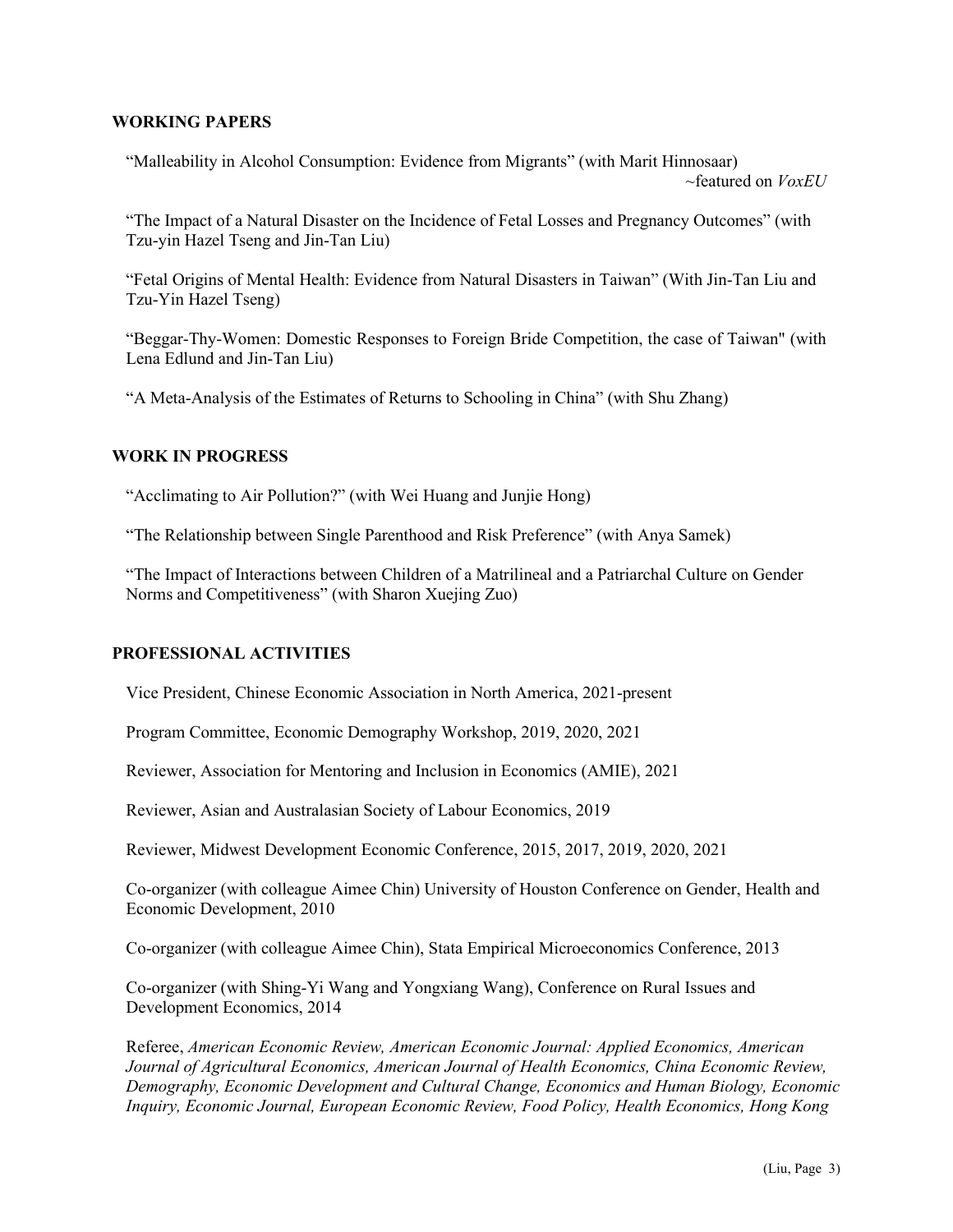## WORKING PAPERS

"Malleability in Alcohol Consumption: Evidence from Migrants" (with Marit Hinnosaar) ~featured on *VoxEU*

"The Impact of a Natural Disaster on the Incidence of Fetal Losses and Pregnancy Outcomes" (with Tzu-yin Hazel Tseng and Jin-Tan Liu)

"Fetal Origins of Mental Health: Evidence from Natural Disasters in Taiwan" (With Jin-Tan Liu and Tzu-Yin Hazel Tseng)

"Beggar-Thy-Women: Domestic Responses to Foreign Bride Competition, the case of Taiwan" (with Lena Edlund and Jin-Tan Liu)

"A Meta-Analysis of the Estimates of Returns to Schooling in China" (with Shu Zhang)

## WORK IN PROGRESS

"Acclimating to Air Pollution?" (with Wei Huang and Junjie Hong)

"The Relationship between Single Parenthood and Risk Preference" (with Anya Samek)

"The Impact of Interactions between Children of a Matrilineal and a Patriarchal Culture on Gender Norms and Competitiveness" (with Sharon Xuejing Zuo)

## PROFESSIONAL ACTIVITIES

Vice President, Chinese Economic Association in North America, 2021-present

Program Committee, Economic Demography Workshop, 2019, 2020, 2021

Reviewer, Association for Mentoring and Inclusion in Economics (AMIE), 2021

Reviewer, Asian and Australasian Society of Labour Economics, 2019

Reviewer, Midwest Development Economic Conference, 2015, 2017, 2019, 2020, 2021

Co-organizer (with colleague Aimee Chin) University of Houston Conference on Gender, Health and Economic Development, 2010

Co-organizer (with colleague Aimee Chin), Stata Empirical Microeconomics Conference, 2013

Co-organizer (with Shing-Yi Wang and Yongxiang Wang), Conference on Rural Issues and Development Economics, 2014

Referee, *American Economic Review, American Economic Journal: Applied Economics, American Journal of Agricultural Economics, American Journal of Health Economics, China Economic Review, Demography, Economic Development and Cultural Change, Economics and Human Biology, Economic Inquiry, Economic Journal, European Economic Review, Food Policy, Health Economics, Hong Kong*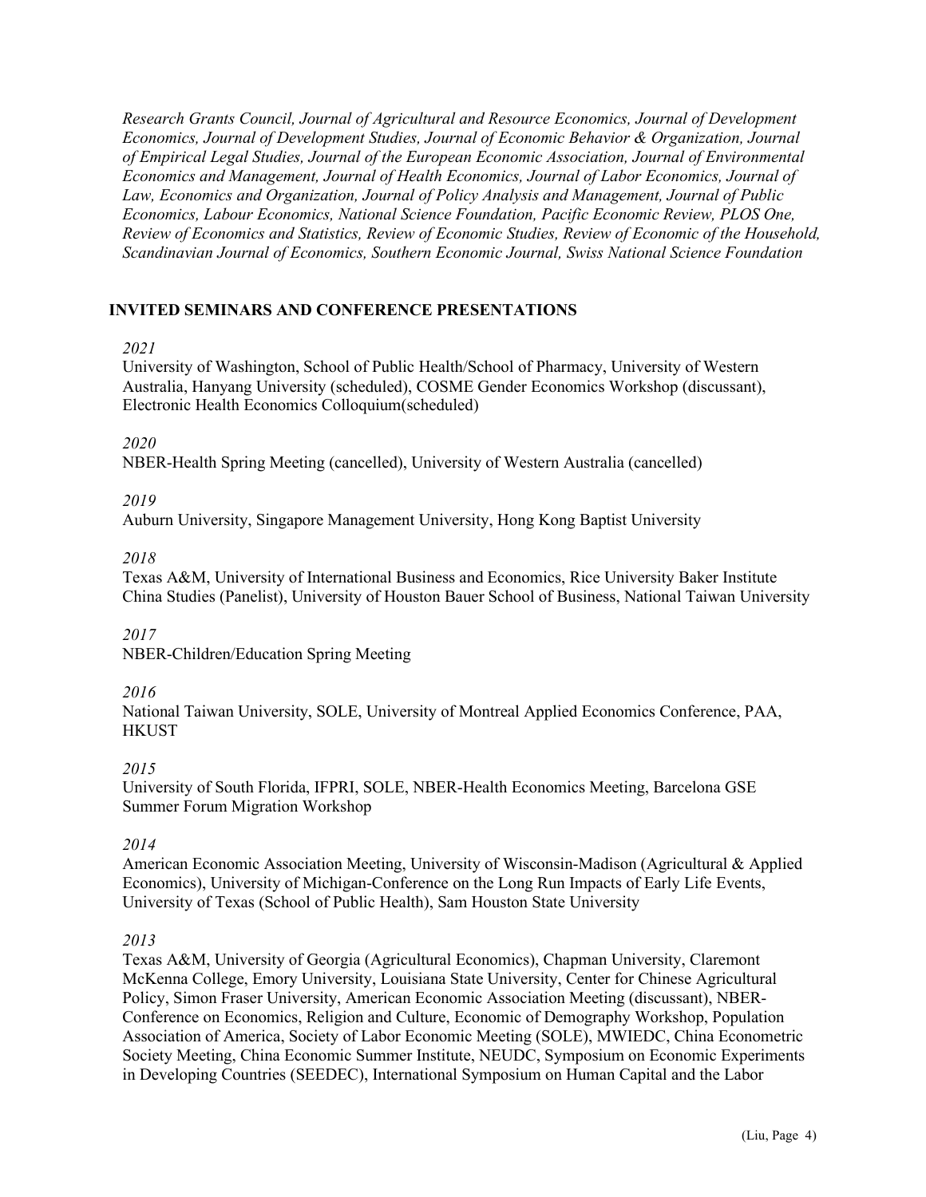*Research Grants Council, Journal of Agricultural and Resource Economics, Journal of Development Economics, Journal of Development Studies, Journal of Economic Behavior & Organization, Journal of Empirical Legal Studies, Journal of the European Economic Association, Journal of Environmental Economics and Management, Journal of Health Economics, Journal of Labor Economics, Journal of Law, Economics and Organization, Journal of Policy Analysis and Management, Journal of Public Economics, Labour Economics, National Science Foundation, Pacific Economic Review, PLOS One, Review of Economics and Statistics, Review of Economic Studies, Review of Economic of the Household, Scandinavian Journal of Economics, Southern Economic Journal, Swiss National Science Foundation*

## INVITED SEMINARS AND CONFERENCE PRESENTATIONS

*2021*

University of Washington, School of Public Health/School of Pharmacy, University of Western Australia, Hanyang University (scheduled), COSME Gender Economics Workshop (discussant), Electronic Health Economics Colloquium(scheduled)

*2020*

NBER-Health Spring Meeting (cancelled), University of Western Australia (cancelled)

*2019*

Auburn University, Singapore Management University, Hong Kong Baptist University

*2018*

Texas A&M, University of International Business and Economics, Rice University Baker Institute China Studies (Panelist), University of Houston Bauer School of Business, National Taiwan University

*2017*

NBER-Children/Education Spring Meeting

*2016*

National Taiwan University, SOLE, University of Montreal Applied Economics Conference, PAA, HKUST

*2015*

University of South Florida, IFPRI, SOLE, NBER-Health Economics Meeting, Barcelona GSE Summer Forum Migration Workshop

*2014*

American Economic Association Meeting, University of Wisconsin-Madison (Agricultural & Applied Economics), University of Michigan-Conference on the Long Run Impacts of Early Life Events, University of Texas (School of Public Health), Sam Houston State University

*2013*

Texas A&M, University of Georgia (Agricultural Economics), Chapman University, Claremont McKenna College, Emory University, Louisiana State University, Center for Chinese Agricultural Policy, Simon Fraser University, American Economic Association Meeting (discussant), NBER-Conference on Economics, Religion and Culture, Economic of Demography Workshop, Population Association of America, Society of Labor Economic Meeting (SOLE), MWIEDC, China Econometric Society Meeting, China Economic Summer Institute, NEUDC, Symposium on Economic Experiments in Developing Countries (SEEDEC), International Symposium on Human Capital and the Labor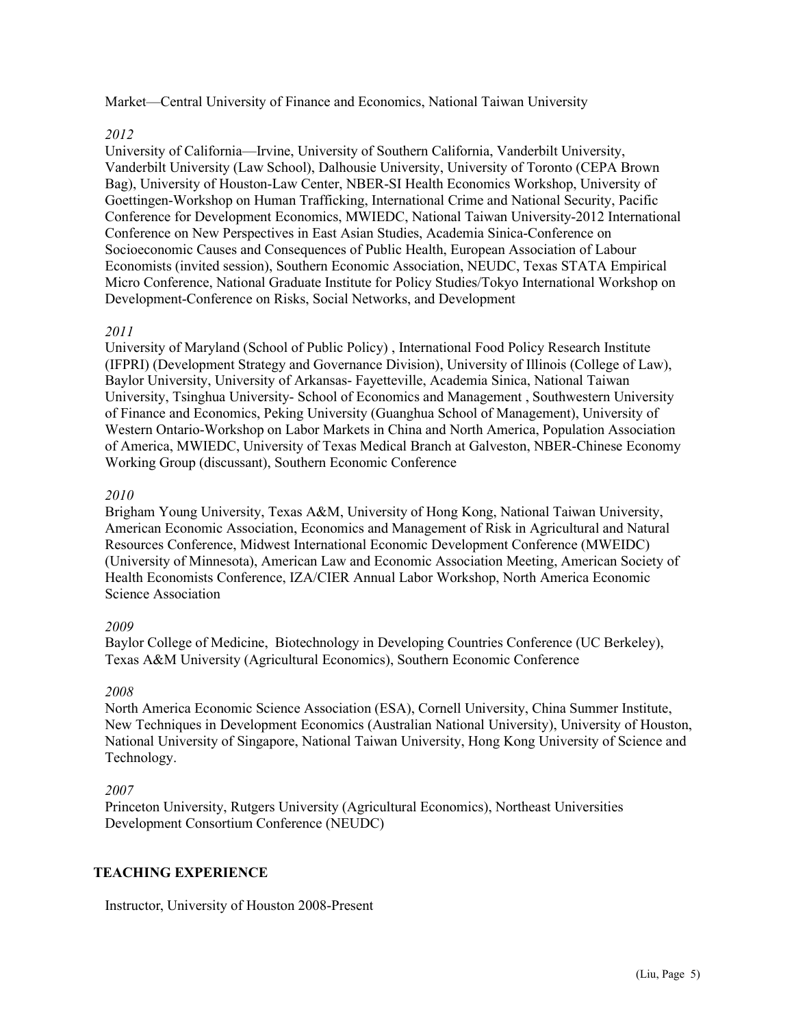Market—Central University of Finance and Economics, National Taiwan University

*2012*

University of California—Irvine, University of Southern California, Vanderbilt University, Vanderbilt University (Law School), Dalhousie University, University of Toronto (CEPA Brown Bag), University of Houston-Law Center, NBER-SI Health Economics Workshop, University of Goettingen-Workshop on Human Trafficking, International Crime and National Security, Pacific Conference for Development Economics, MWIEDC, National Taiwan University-2012 International Conference on New Perspectives in East Asian Studies, Academia Sinica-Conference on Socioeconomic Causes and Consequences of Public Health, European Association of Labour Economists (invited session), Southern Economic Association, NEUDC, Texas STATA Empirical Micro Conference, National Graduate Institute for Policy Studies/Tokyo International Workshop on Development-Conference on Risks, Social Networks, and Development

*2011*

University of Maryland (School of Public Policy) , International Food Policy Research Institute (IFPRI) (Development Strategy and Governance Division), University of Illinois (College of Law), Baylor University, University of Arkansas- Fayetteville, Academia Sinica, National Taiwan University, Tsinghua University- School of Economics and Management , Southwestern University of Finance and Economics, Peking University (Guanghua School of Management), University of Western Ontario-Workshop on Labor Markets in China and North America, Population Association of America, MWIEDC, University of Texas Medical Branch at Galveston, NBER-Chinese Economy Working Group (discussant), Southern Economic Conference

*2010*

Brigham Young University, Texas A&M, University of Hong Kong, National Taiwan University, American Economic Association, Economics and Management of Risk in Agricultural and Natural Resources Conference, Midwest International Economic Development Conference (MWEIDC) (University of Minnesota), American Law and Economic Association Meeting, American Society of Health Economists Conference, IZA/CIER Annual Labor Workshop, North America Economic Science Association

*2009*

Baylor College of Medicine, Biotechnology in Developing Countries Conference (UC Berkeley), Texas A&M University (Agricultural Economics), Southern Economic Conference

*2008*

North America Economic Science Association (ESA), Cornell University, China Summer Institute, New Techniques in Development Economics (Australian National University), University of Houston, National University of Singapore, National Taiwan University, Hong Kong University of Science and Technology.

*2007*

Princeton University, Rutgers University (Agricultural Economics), Northeast Universities Development Consortium Conference (NEUDC)

## TEACHING EXPERIENCE

Instructor, University of Houston 2008-Present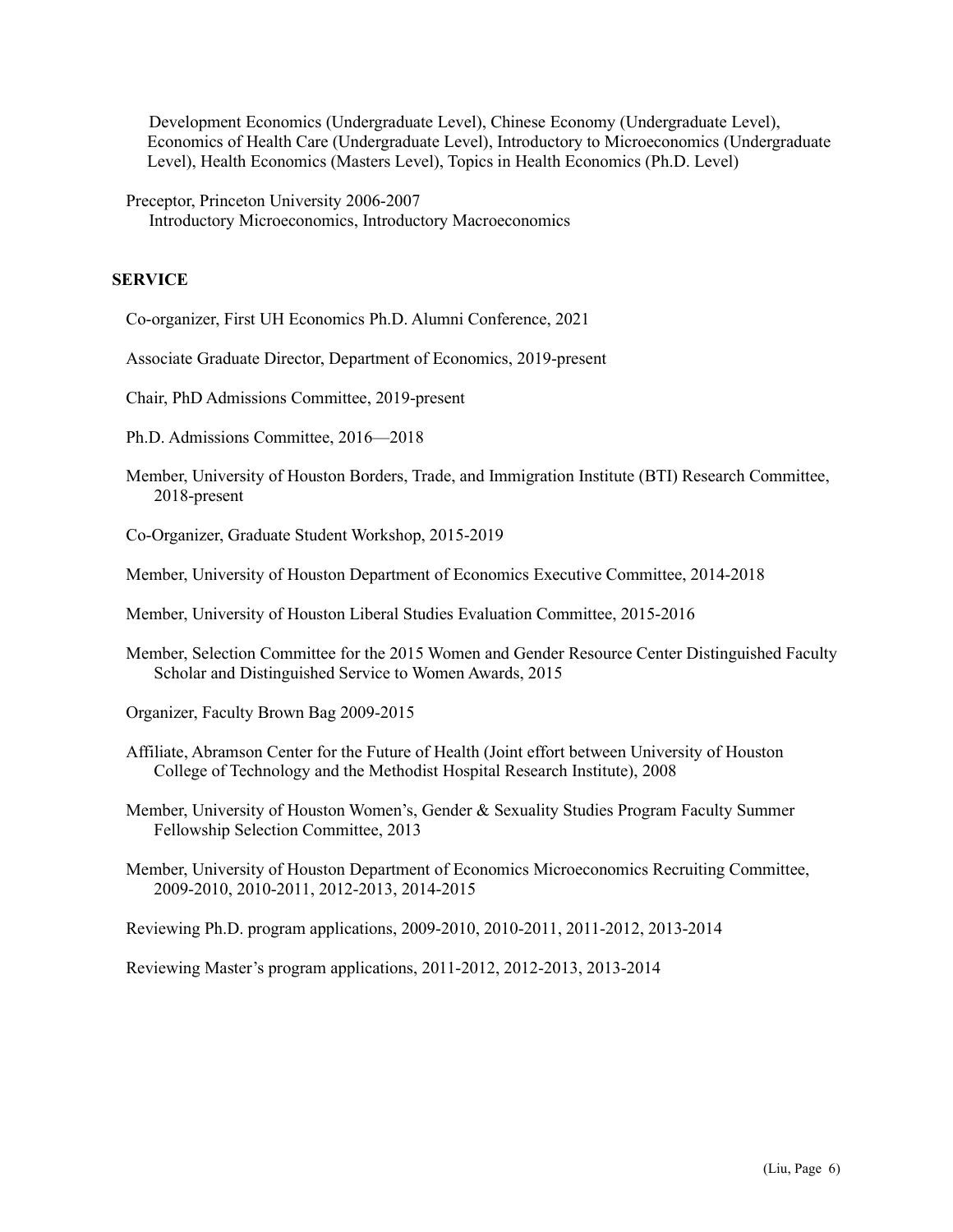Development Economics (Undergraduate Level), Chinese Economy (Undergraduate Level), Economics of Health Care (Undergraduate Level), Introductory to Microeconomics (Undergraduate Level), Health Economics (Masters Level), Topics in Health Economics (Ph.D. Level)

Preceptor, Princeton University 2006-2007
Introductory Microeconomics, Introductory Macroeconomics

## SERVICE

Co-organizer, First UH Economics Ph.D. Alumni Conference, 2021

Associate Graduate Director, Department of Economics, 2019-present

Chair, PhD Admissions Committee, 2019-present

Ph.D. Admissions Committee, 2016—2018

Member, University of Houston Borders, Trade, and Immigration Institute (BTI) Research Committee, 2018-present

Co-Organizer, Graduate Student Workshop, 2015-2019

Member, University of Houston Department of Economics Executive Committee, 2014-2018

Member, University of Houston Liberal Studies Evaluation Committee, 2015-2016

Member, Selection Committee for the 2015 Women and Gender Resource Center Distinguished Faculty Scholar and Distinguished Service to Women Awards, 2015

Organizer, Faculty Brown Bag 2009-2015

Affiliate, Abramson Center for the Future of Health (Joint effort between University of Houston College of Technology and the Methodist Hospital Research Institute), 2008

Member, University of Houston Women's, Gender & Sexuality Studies Program Faculty Summer Fellowship Selection Committee, 2013

Member, University of Houston Department of Economics Microeconomics Recruiting Committee, 2009-2010, 2010-2011, 2012-2013, 2014-2015

Reviewing Ph.D. program applications, 2009-2010, 2010-2011, 2011-2012, 2013-2014

Reviewing Master's program applications, 2011-2012, 2012-2013, 2013-2014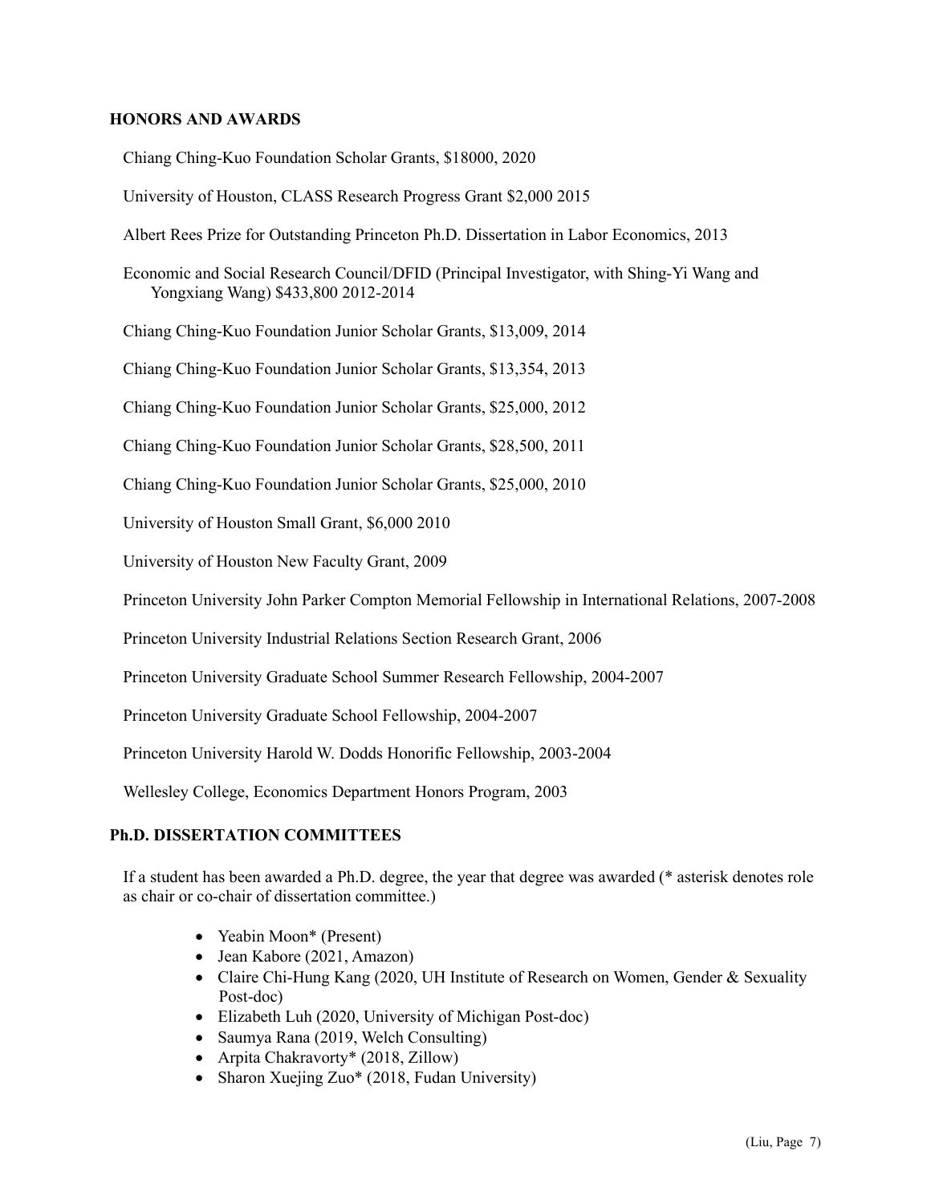## HONORS AND AWARDS

Chiang Ching-Kuo Foundation Scholar Grants, $18000, 2020

University of Houston, CLASS Research Progress Grant $2,000 2015

Albert Rees Prize for Outstanding Princeton Ph.D. Dissertation in Labor Economics, 2013

Economic and Social Research Council/DFID (Principal Investigator, with Shing-Yi Wang and Yongxiang Wang) $433,800 2012-2014

Chiang Ching-Kuo Foundation Junior Scholar Grants, $13,009, 2014

Chiang Ching-Kuo Foundation Junior Scholar Grants, $13,354, 2013

Chiang Ching-Kuo Foundation Junior Scholar Grants, $25,000, 2012

Chiang Ching-Kuo Foundation Junior Scholar Grants, $28,500, 2011

Chiang Ching-Kuo Foundation Junior Scholar Grants, $25,000, 2010

University of Houston Small Grant, $6,000 2010

University of Houston New Faculty Grant, 2009

Princeton University John Parker Compton Memorial Fellowship in International Relations, 2007-2008

Princeton University Industrial Relations Section Research Grant, 2006

Princeton University Graduate School Summer Research Fellowship, 2004-2007

Princeton University Graduate School Fellowship, 2004-2007

Princeton University Harold W. Dodds Honorific Fellowship, 2003-2004

Wellesley College, Economics Department Honors Program, 2003

## Ph.D. DISSERTATION COMMITTEES

If a student has been awarded a Ph.D. degree, the year that degree was awarded (* asterisk denotes role as chair or co-chair of dissertation committee.)

- Yeabin Moon* (Present)
- Jean Kabore (2021, Amazon)
- Claire Chi-Hung Kang (2020, UH Institute of Research on Women, Gender & Sexuality Post-doc)
- Elizabeth Luh (2020, University of Michigan Post-doc)
- Saumya Rana (2019, Welch Consulting)
- Arpita Chakravorty* (2018, Zillow)
- Sharon Xuejing Zuo* (2018, Fudan University)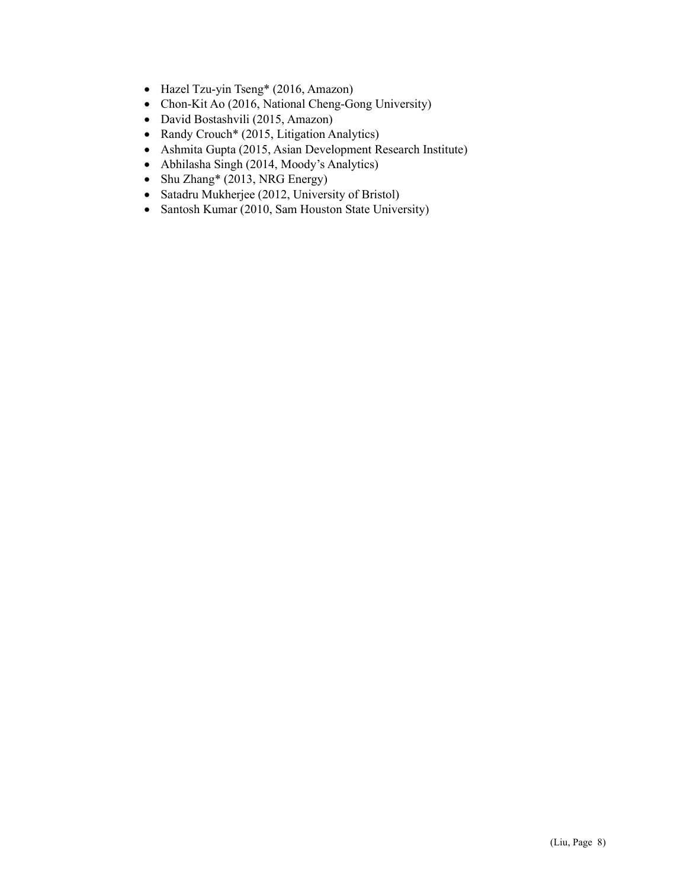- Hazel Tzu-yin Tseng* (2016, Amazon)
- Chon-Kit Ao (2016, National Cheng-Gong University)
- David Bostashvili (2015, Amazon)
- Randy Crouch* (2015, Litigation Analytics)
- Ashmita Gupta (2015, Asian Development Research Institute)
- Abhilasha Singh (2014, Moody's Analytics)
- Shu Zhang* (2013, NRG Energy)
- Satadru Mukherjee (2012, University of Bristol)
- Santosh Kumar (2010, Sam Houston State University)